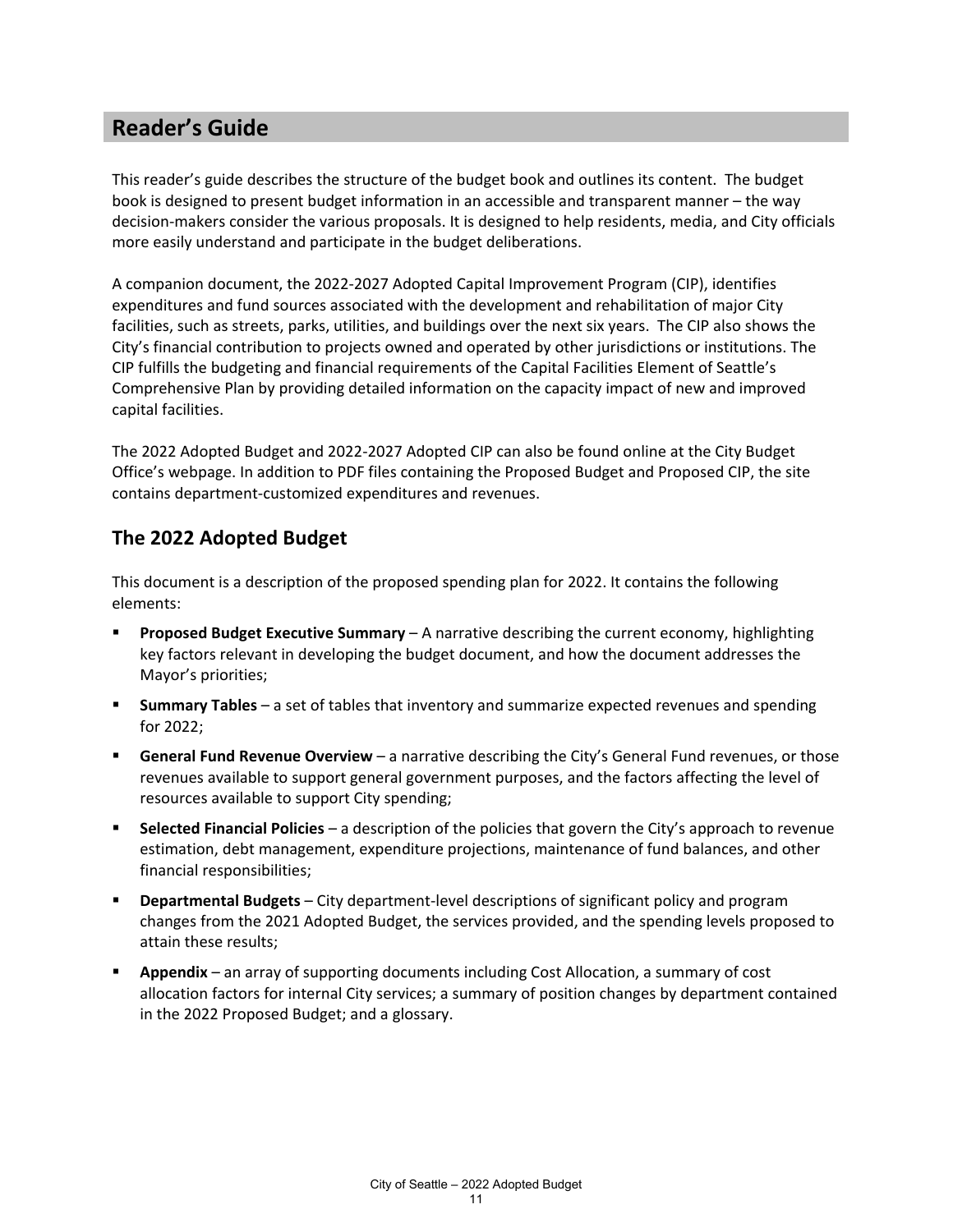# Reader's Guide

This reader's guide describes the structure of the budget book and outlines its content. The budget book is designed to present budget information in an accessible and transparent manner – the way decision-makers consider the various proposals. It is designed to help residents, media, and City officials more easily understand and participate in the budget deliberations.

A companion document, the 2022-2027 Adopted Capital Improvement Program (CIP), identifies expenditures and fund sources associated with the development and rehabilitation of major City facilities, such as streets, parks, utilities, and buildings over the next six years. The CIP also shows the City's financial contribution to projects owned and operated by other jurisdictions or institutions. The CIP fulfills the budgeting and financial requirements of the Capital Facilities Element of Seattle's Comprehensive Plan by providing detailed information on the capacity impact of new and improved capital facilities.

The 2022 Adopted Budget and 2022-2027 Adopted CIP can also be found online at the City Budget Office's webpage. In addition to PDF files containing the Proposed Budget and Proposed CIP, the site contains department-customized expenditures and revenues.

## The 2022 Adopted Budget

This document is a description of the proposed spending plan for 2022. It contains the following elements:

- **Proposed Budget Executive Summary** – A narrative describing the current economy, highlighting key factors relevant in developing the budget document, and how the document addresses the Mayor's priorities;
- **Summary Tables** – a set of tables that inventory and summarize expected revenues and spending for 2022;
- **General Fund Revenue Overview** – a narrative describing the City's General Fund revenues, or those revenues available to support general government purposes, and the factors affecting the level of resources available to support City spending;
- **Selected Financial Policies** – a description of the policies that govern the City's approach to revenue estimation, debt management, expenditure projections, maintenance of fund balances, and other financial responsibilities;
- **Departmental Budgets** – City department-level descriptions of significant policy and program changes from the 2021 Adopted Budget, the services provided, and the spending levels proposed to attain these results;
- **Appendix** – an array of supporting documents including Cost Allocation, a summary of cost allocation factors for internal City services; a summary of position changes by department contained in the 2022 Proposed Budget; and a glossary.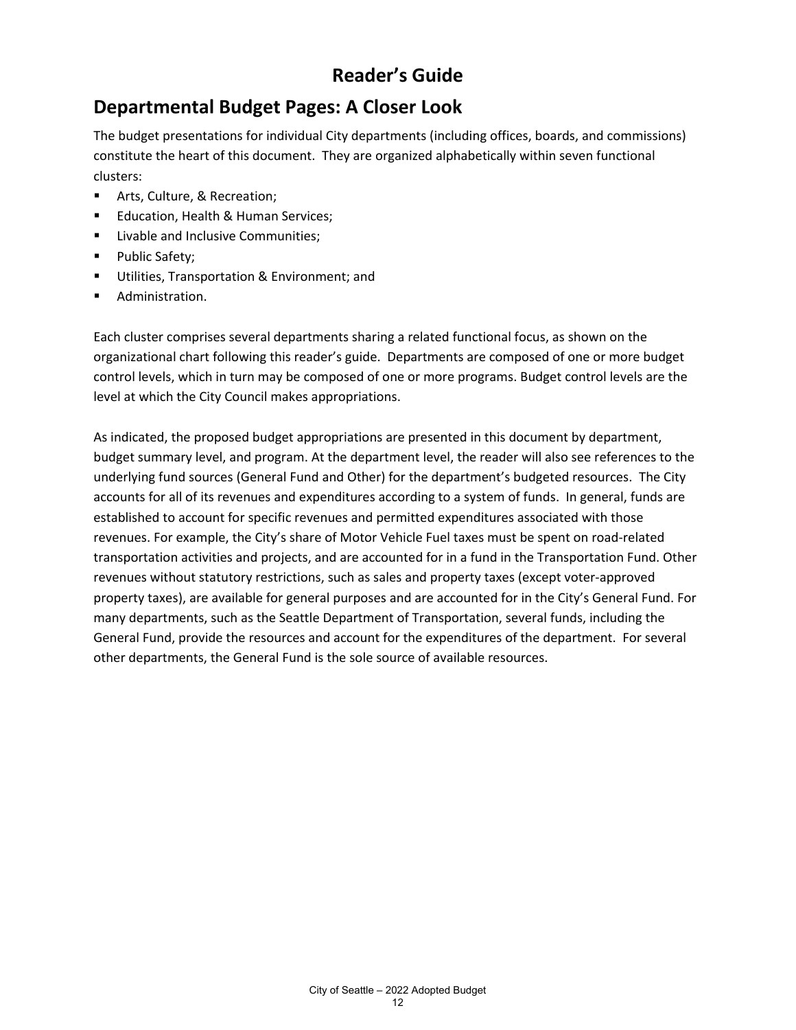# Reader's Guide

## Departmental Budget Pages: A Closer Look

The budget presentations for individual City departments (including offices, boards, and commissions) constitute the heart of this document. They are organized alphabetically within seven functional clusters:

- Arts, Culture, & Recreation;
- Education, Health & Human Services;
- Livable and Inclusive Communities;
- Public Safety;
- Utilities, Transportation & Environment; and
- Administration.

Each cluster comprises several departments sharing a related functional focus, as shown on the organizational chart following this reader's guide. Departments are composed of one or more budget control levels, which in turn may be composed of one or more programs. Budget control levels are the level at which the City Council makes appropriations.

As indicated, the proposed budget appropriations are presented in this document by department, budget summary level, and program. At the department level, the reader will also see references to the underlying fund sources (General Fund and Other) for the department's budgeted resources. The City accounts for all of its revenues and expenditures according to a system of funds. In general, funds are established to account for specific revenues and permitted expenditures associated with those revenues. For example, the City's share of Motor Vehicle Fuel taxes must be spent on road-related transportation activities and projects, and are accounted for in a fund in the Transportation Fund. Other revenues without statutory restrictions, such as sales and property taxes (except voter-approved property taxes), are available for general purposes and are accounted for in the City's General Fund. For many departments, such as the Seattle Department of Transportation, several funds, including the General Fund, provide the resources and account for the expenditures of the department. For several other departments, the General Fund is the sole source of available resources.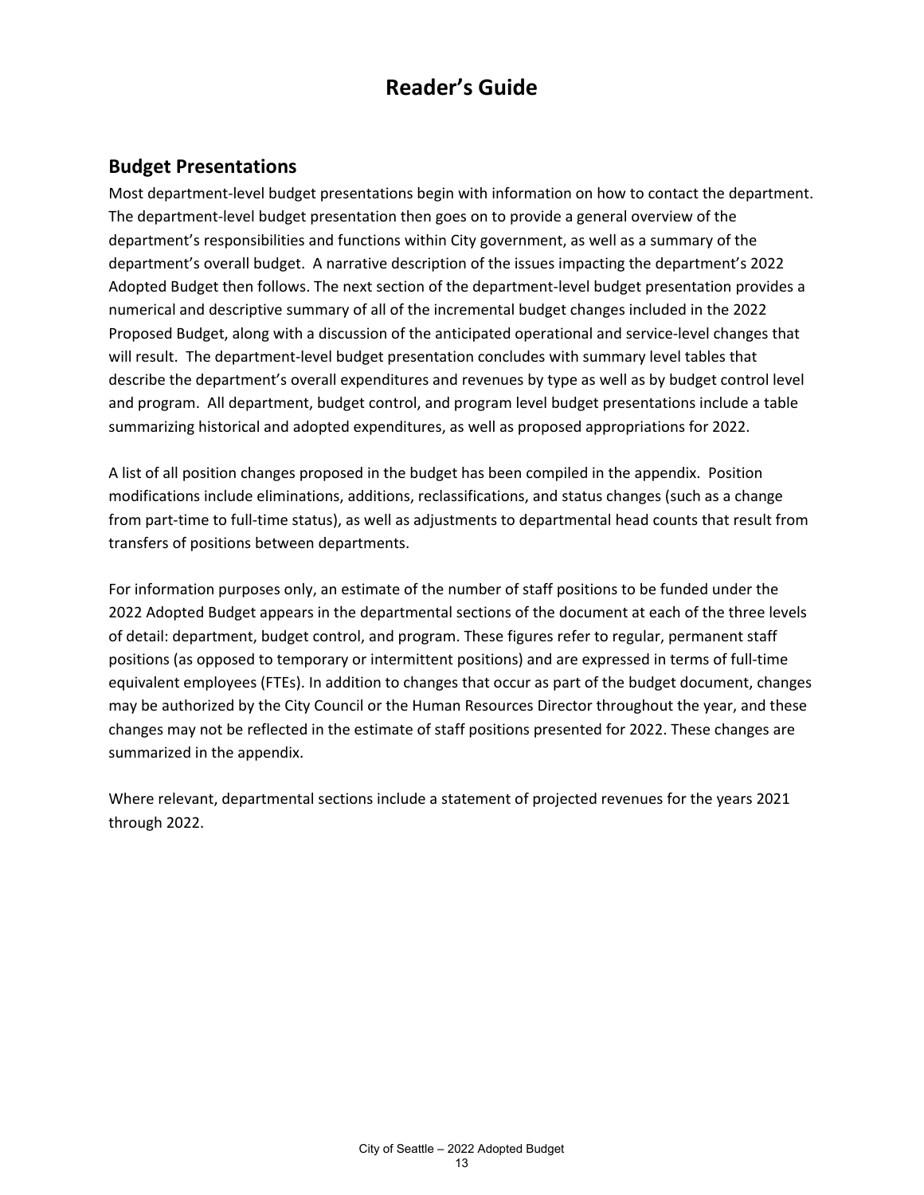# Reader's Guide

## Budget Presentations

Most department-level budget presentations begin with information on how to contact the department. The department-level budget presentation then goes on to provide a general overview of the department's responsibilities and functions within City government, as well as a summary of the department's overall budget. A narrative description of the issues impacting the department's 2022 Adopted Budget then follows. The next section of the department-level budget presentation provides a numerical and descriptive summary of all of the incremental budget changes included in the 2022 Proposed Budget, along with a discussion of the anticipated operational and service-level changes that will result. The department-level budget presentation concludes with summary level tables that describe the department's overall expenditures and revenues by type as well as by budget control level and program. All department, budget control, and program level budget presentations include a table summarizing historical and adopted expenditures, as well as proposed appropriations for 2022.

A list of all position changes proposed in the budget has been compiled in the appendix. Position modifications include eliminations, additions, reclassifications, and status changes (such as a change from part-time to full-time status), as well as adjustments to departmental head counts that result from transfers of positions between departments.

For information purposes only, an estimate of the number of staff positions to be funded under the 2022 Adopted Budget appears in the departmental sections of the document at each of the three levels of detail: department, budget control, and program. These figures refer to regular, permanent staff positions (as opposed to temporary or intermittent positions) and are expressed in terms of full-time equivalent employees (FTEs). In addition to changes that occur as part of the budget document, changes may be authorized by the City Council or the Human Resources Director throughout the year, and these changes may not be reflected in the estimate of staff positions presented for 2022. These changes are summarized in the appendix.

Where relevant, departmental sections include a statement of projected revenues for the years 2021 through 2022.